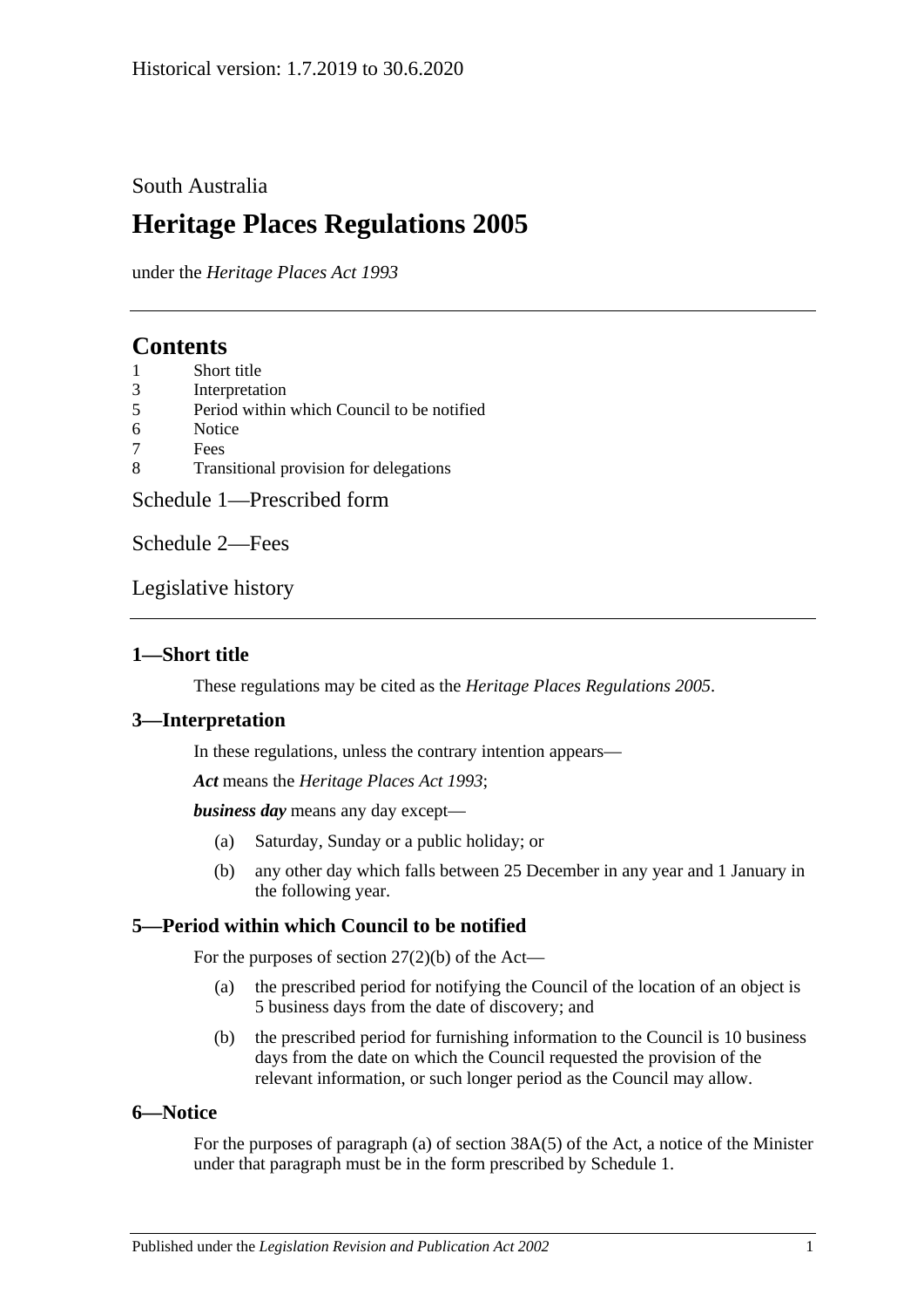Historical version: 1.7.2019 to 30.6.2020

South Australia

# Heritage Places Regulations 2005

under the *Heritage Places Act 1993*

## Contents

1 Short title
3 Interpretation
5 Period within which Council to be notified
6 Notice
7 Fees
8 Transitional provision for delegations

Schedule 1—Prescribed form

Schedule 2—Fees

Legislative history

### 1—Short title

These regulations may be cited as the *Heritage Places Regulations 2005*.

### 3—Interpretation

In these regulations, unless the contrary intention appears—

***Act*** means the *Heritage Places Act 1993*;

***business day*** means any day except—

(a) Saturday, Sunday or a public holiday; or

(b) any other day which falls between 25 December in any year and 1 January in the following year.

### 5—Period within which Council to be notified

For the purposes of section 27(2)(b) of the Act—

(a) the prescribed period for notifying the Council of the location of an object is 5 business days from the date of discovery; and

(b) the prescribed period for furnishing information to the Council is 10 business days from the date on which the Council requested the provision of the relevant information, or such longer period as the Council may allow.

### 6—Notice

For the purposes of paragraph (a) of section 38A(5) of the Act, a notice of the Minister under that paragraph must be in the form prescribed by Schedule 1.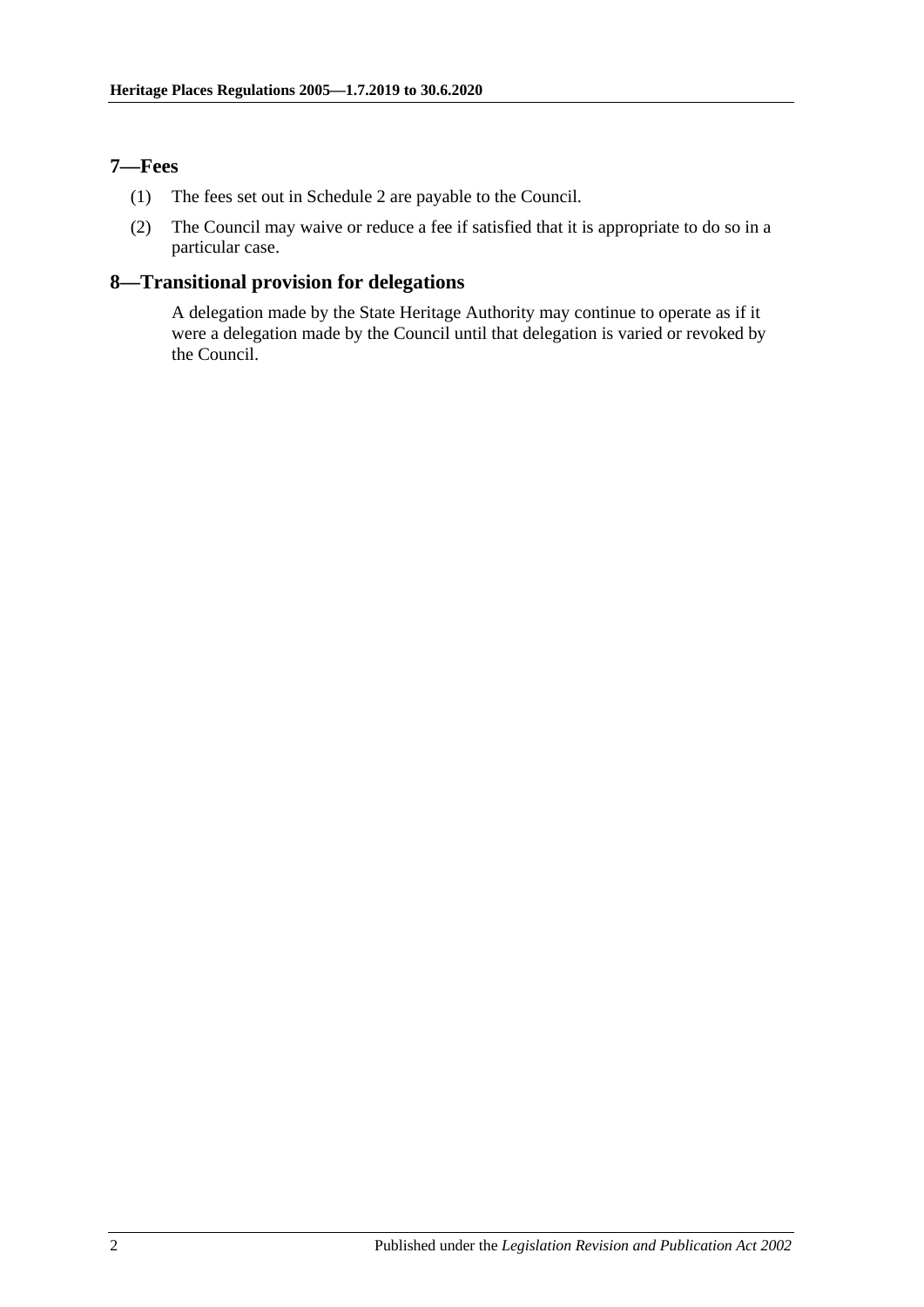## 7—Fees

(1) The fees set out in Schedule 2 are payable to the Council.

(2) The Council may waive or reduce a fee if satisfied that it is appropriate to do so in a particular case.

## 8—Transitional provision for delegations

A delegation made by the State Heritage Authority may continue to operate as if it were a delegation made by the Council until that delegation is varied or revoked by the Council.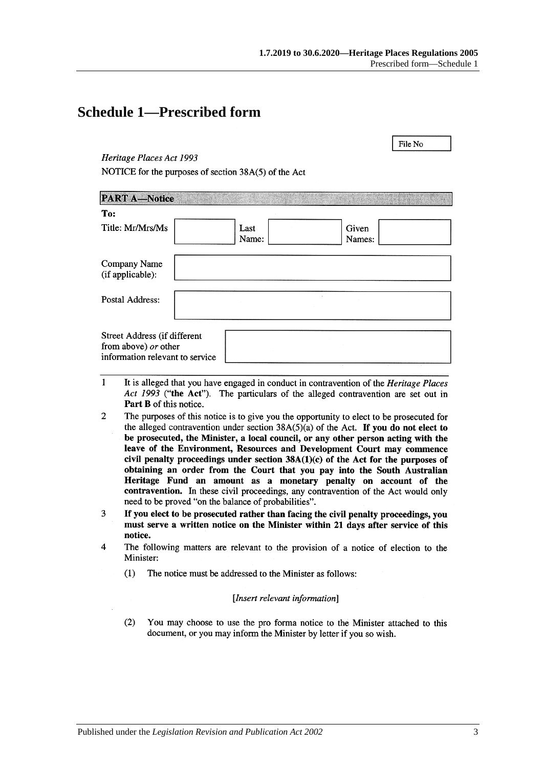# Schedule 1—Prescribed form

File No

*Heritage Places Act 1993*

NOTICE for the purposes of section 38A(5) of the Act

**PART A—Notice**

**To:**

| Title: Mr/Mrs/Ms | | Last Name: | | Given Names: | |
|---|---|---|---|---|---|

| Company Name (if applicable): | |
|---|---|
| Postal Address: | |
| Street Address (if different from above) *or* other information relevant to service | |

1 It is alleged that you have engaged in conduct in contravention of the *Heritage Places Act 1993* ("**the Act**"). The particulars of the alleged contravention are set out in **Part B** of this notice.

2 The purposes of this notice is to give you the opportunity to elect to be prosecuted for the alleged contravention under section 38A(5)(a) of the Act. **If you do not elect to be prosecuted, the Minister, a local council, or any other person acting with the leave of the Environment, Resources and Development Court may commence civil penalty proceedings under section 38A(1)(c) of the Act for the purposes of obtaining an order from the Court that you pay into the South Australian Heritage Fund an amount as a monetary penalty on account of the contravention.** In these civil proceedings, any contravention of the Act would only need to be proved "on the balance of probabilities".

3 **If you elect to be prosecuted rather than facing the civil penalty proceedings, you must serve a written notice on the Minister within 21 days after service of this notice.**

4 The following matters are relevant to the provision of a notice of election to the Minister:

(1) The notice must be addressed to the Minister as follows:

[*Insert relevant information*]

(2) You may choose to use the pro forma notice to the Minister attached to this document, or you may inform the Minister by letter if you so wish.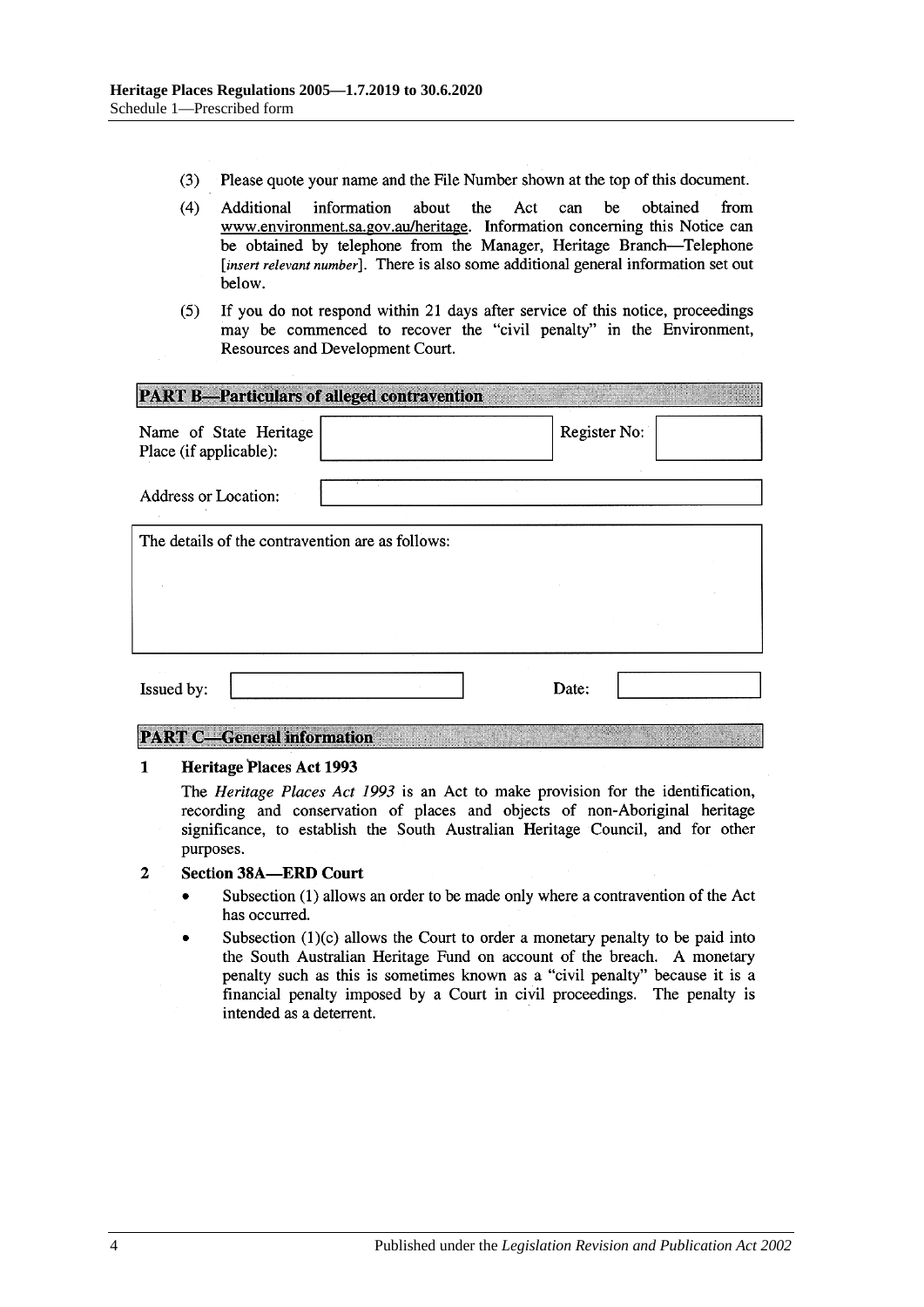(3) Please quote your name and the File Number shown at the top of this document.

(4) Additional information about the Act can be obtained from www.environment.sa.gov.au/heritage. Information concerning this Notice can be obtained by telephone from the Manager, Heritage Branch—Telephone [*insert relevant number*]. There is also some additional general information set out below.

(5) If you do not respond within 21 days after service of this notice, proceedings may be commenced to recover the "civil penalty" in the Environment, Resources and Development Court.

**PART B—Particulars of alleged contravention**

| Name of State Heritage Place (if applicable): | | Register No: | |
|---|---|---|---|
| Address or Location: | | | |

| The details of the contravention are as follows: |
|---|
| |

| Issued by: | | Date: | |
|---|---|---|---|

**PART C—General information**

**1 Heritage Places Act 1993**

The *Heritage Places Act 1993* is an Act to make provision for the identification, recording and conservation of places and objects of non-Aboriginal heritage significance, to establish the South Australian Heritage Council, and for other purposes.

**2 Section 38A—ERD Court**

- Subsection (1) allows an order to be made only where a contravention of the Act has occurred.
- Subsection (1)(c) allows the Court to order a monetary penalty to be paid into the South Australian Heritage Fund on account of the breach. A monetary penalty such as this is sometimes known as a "civil penalty" because it is a financial penalty imposed by a Court in civil proceedings. The penalty is intended as a deterrent.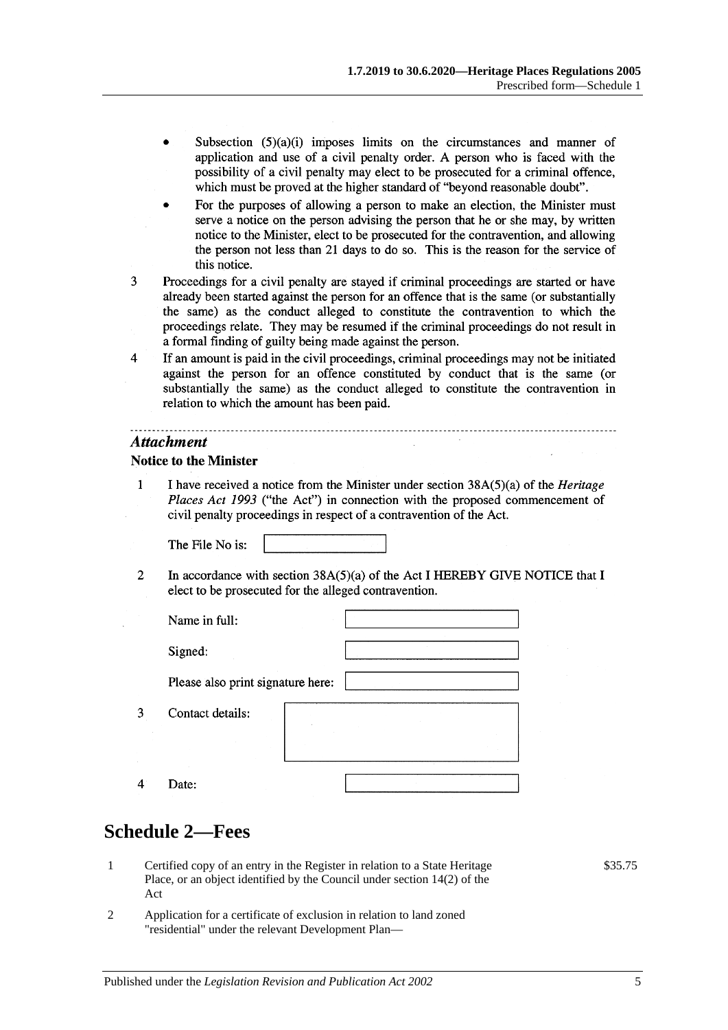- Subsection (5)(a)(i) imposes limits on the circumstances and manner of application and use of a civil penalty order. A person who is faced with the possibility of a civil penalty may elect to be prosecuted for a criminal offence, which must be proved at the higher standard of "beyond reasonable doubt".
- For the purposes of allowing a person to make an election, the Minister must serve a notice on the person advising the person that he or she may, by written notice to the Minister, elect to be prosecuted for the contravention, and allowing the person not less than 21 days to do so. This is the reason for the service of this notice.

3 Proceedings for a civil penalty are stayed if criminal proceedings are started or have already been started against the person for an offence that is the same (or substantially the same) as the conduct alleged to constitute the contravention to which the proceedings relate. They may be resumed if the criminal proceedings do not result in a formal finding of guilty being made against the person.

4 If an amount is paid in the civil proceedings, criminal proceedings may not be initiated against the person for an offence constituted by conduct that is the same (or substantially the same) as the conduct alleged to constitute the contravention in relation to which the amount has been paid.

---

***Attachment***

**Notice to the Minister**

1 I have received a notice from the Minister under section 38A(5)(a) of the *Heritage Places Act 1993* ("the Act") in connection with the proposed commencement of civil penalty proceedings in respect of a contravention of the Act.

The File No is: ____________

2 In accordance with section 38A(5)(a) of the Act I HEREBY GIVE NOTICE that I elect to be prosecuted for the alleged contravention.

Name in full: ____________

Signed: ____________

Please also print signature here: ____________

3 Contact details: ____________

4 Date: ____________

# Schedule 2—Fees

| | | |
|---|---|---|
| 1 | Certified copy of an entry in the Register in relation to a State Heritage Place, or an object identified by the Council under section 14(2) of the Act | $35.75 |
| 2 | Application for a certificate of exclusion in relation to land zoned "residential" under the relevant Development Plan— | |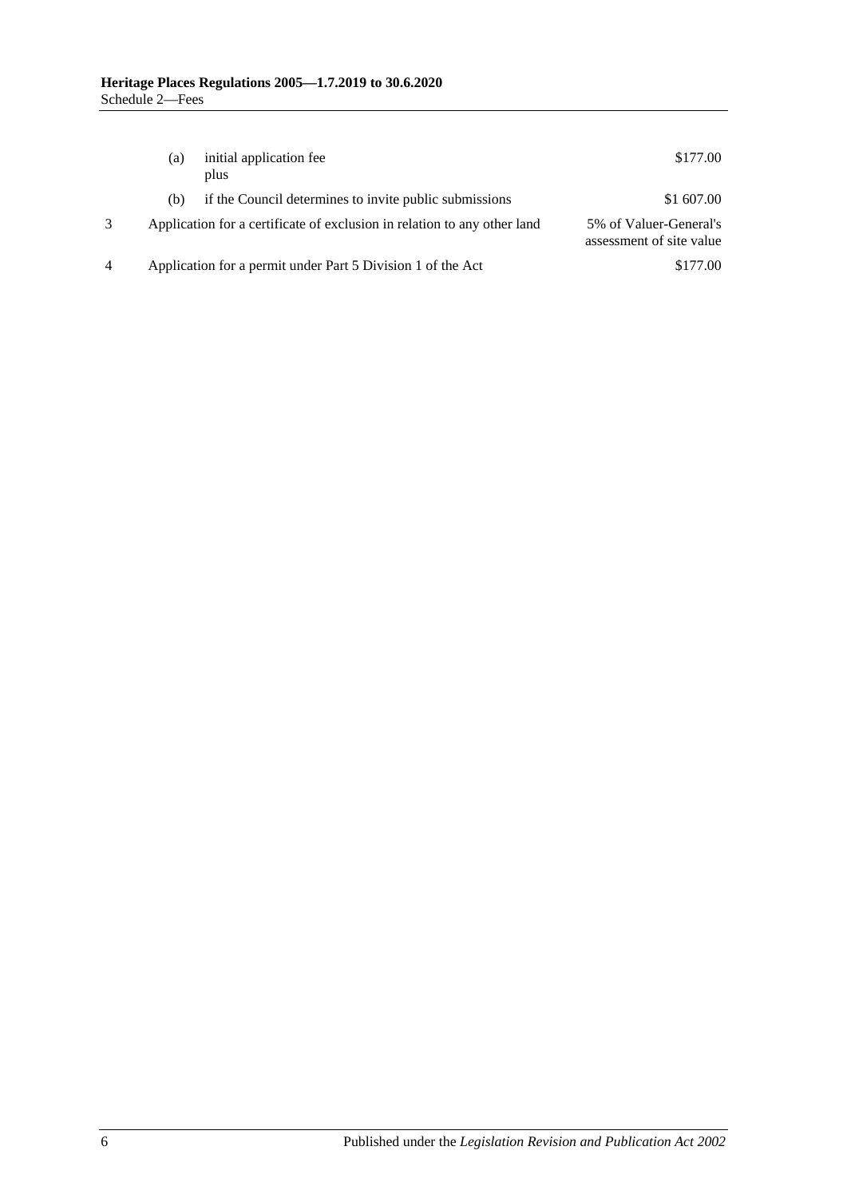| | | | |
|---|---|---|---|
| | (a) | initial application fee<br>plus | \$177.00 |
| | (b) | if the Council determines to invite public submissions | \$1 607.00 |
| 3 | Application for a certificate of exclusion in relation to any other land | | 5% of Valuer-General's assessment of site value |
| 4 | Application for a permit under Part 5 Division 1 of the Act | | \$177.00 |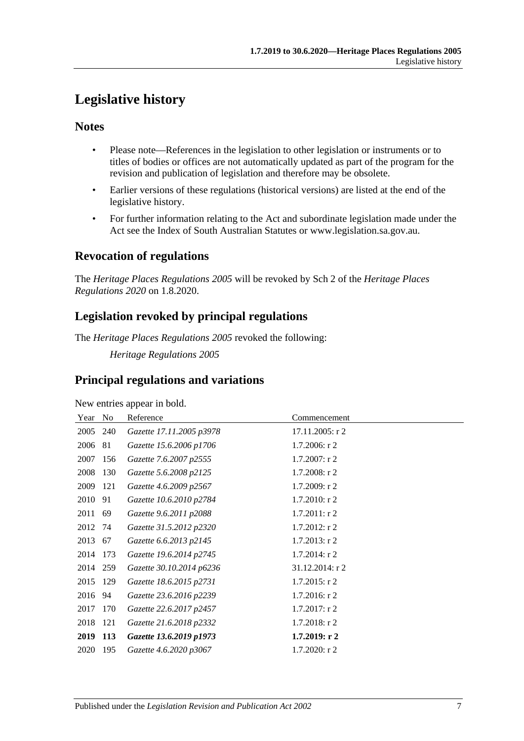# Legislative history

## Notes

- Please note—References in the legislation to other legislation or instruments or to titles of bodies or offices are not automatically updated as part of the program for the revision and publication of legislation and therefore may be obsolete.
- Earlier versions of these regulations (historical versions) are listed at the end of the legislative history.
- For further information relating to the Act and subordinate legislation made under the Act see the Index of South Australian Statutes or www.legislation.sa.gov.au.

## Revocation of regulations

The *Heritage Places Regulations 2005* will be revoked by Sch 2 of the *Heritage Places Regulations 2020* on 1.8.2020.

## Legislation revoked by principal regulations

The *Heritage Places Regulations 2005* revoked the following:

*Heritage Regulations 2005*

## Principal regulations and variations

New entries appear in bold.

| Year | No | Reference | Commencement |
|---|---|---|---|
| 2005 | 240 | *Gazette 17.11.2005 p3978* | 17.11.2005: r 2 |
| 2006 | 81 | *Gazette 15.6.2006 p1706* | 1.7.2006: r 2 |
| 2007 | 156 | *Gazette 7.6.2007 p2555* | 1.7.2007: r 2 |
| 2008 | 130 | *Gazette 5.6.2008 p2125* | 1.7.2008: r 2 |
| 2009 | 121 | *Gazette 4.6.2009 p2567* | 1.7.2009: r 2 |
| 2010 | 91 | *Gazette 10.6.2010 p2784* | 1.7.2010: r 2 |
| 2011 | 69 | *Gazette 9.6.2011 p2088* | 1.7.2011: r 2 |
| 2012 | 74 | *Gazette 31.5.2012 p2320* | 1.7.2012: r 2 |
| 2013 | 67 | *Gazette 6.6.2013 p2145* | 1.7.2013: r 2 |
| 2014 | 173 | *Gazette 19.6.2014 p2745* | 1.7.2014: r 2 |
| 2014 | 259 | *Gazette 30.10.2014 p6236* | 31.12.2014: r 2 |
| 2015 | 129 | *Gazette 18.6.2015 p2731* | 1.7.2015: r 2 |
| 2016 | 94 | *Gazette 23.6.2016 p2239* | 1.7.2016: r 2 |
| 2017 | 170 | *Gazette 22.6.2017 p2457* | 1.7.2017: r 2 |
| 2018 | 121 | *Gazette 21.6.2018 p2332* | 1.7.2018: r 2 |
| **2019** | **113** | ***Gazette 13.6.2019 p1973*** | **1.7.2019: r 2** |
| 2020 | 195 | *Gazette 4.6.2020 p3067* | 1.7.2020: r 2 |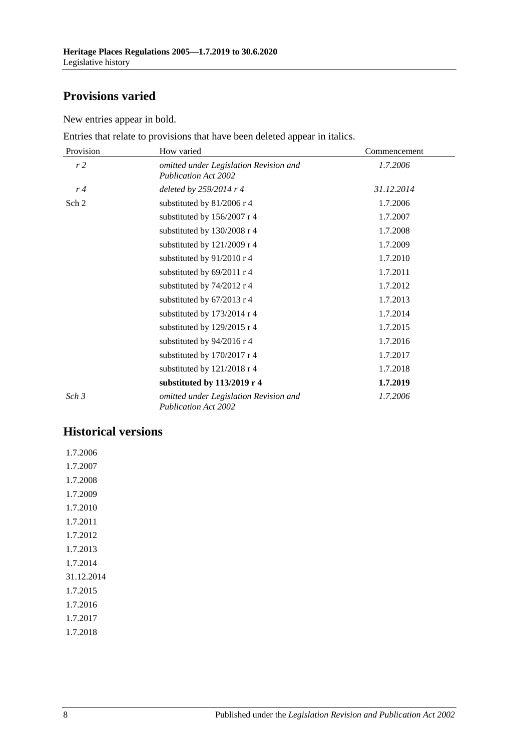## Provisions varied

New entries appear in bold.

Entries that relate to provisions that have been deleted appear in italics.

| Provision | How varied | Commencement |
|---|---|---|
| *r 2* | *omitted under Legislation Revision and Publication Act 2002* | *1.7.2006* |
| *r 4* | *deleted by 259/2014 r 4* | *31.12.2014* |
| Sch 2 | substituted by 81/2006 r 4 | 1.7.2006 |
| | substituted by 156/2007 r 4 | 1.7.2007 |
| | substituted by 130/2008 r 4 | 1.7.2008 |
| | substituted by 121/2009 r 4 | 1.7.2009 |
| | substituted by 91/2010 r 4 | 1.7.2010 |
| | substituted by 69/2011 r 4 | 1.7.2011 |
| | substituted by 74/2012 r 4 | 1.7.2012 |
| | substituted by 67/2013 r 4 | 1.7.2013 |
| | substituted by 173/2014 r 4 | 1.7.2014 |
| | substituted by 129/2015 r 4 | 1.7.2015 |
| | substituted by 94/2016 r 4 | 1.7.2016 |
| | substituted by 170/2017 r 4 | 1.7.2017 |
| | substituted by 121/2018 r 4 | 1.7.2018 |
| | **substituted by 113/2019 r 4** | **1.7.2019** |
| *Sch 3* | *omitted under Legislation Revision and Publication Act 2002* | *1.7.2006* |

## Historical versions

1.7.2006
1.7.2007
1.7.2008
1.7.2009
1.7.2010
1.7.2011
1.7.2012
1.7.2013
1.7.2014
31.12.2014
1.7.2015
1.7.2016
1.7.2017
1.7.2018